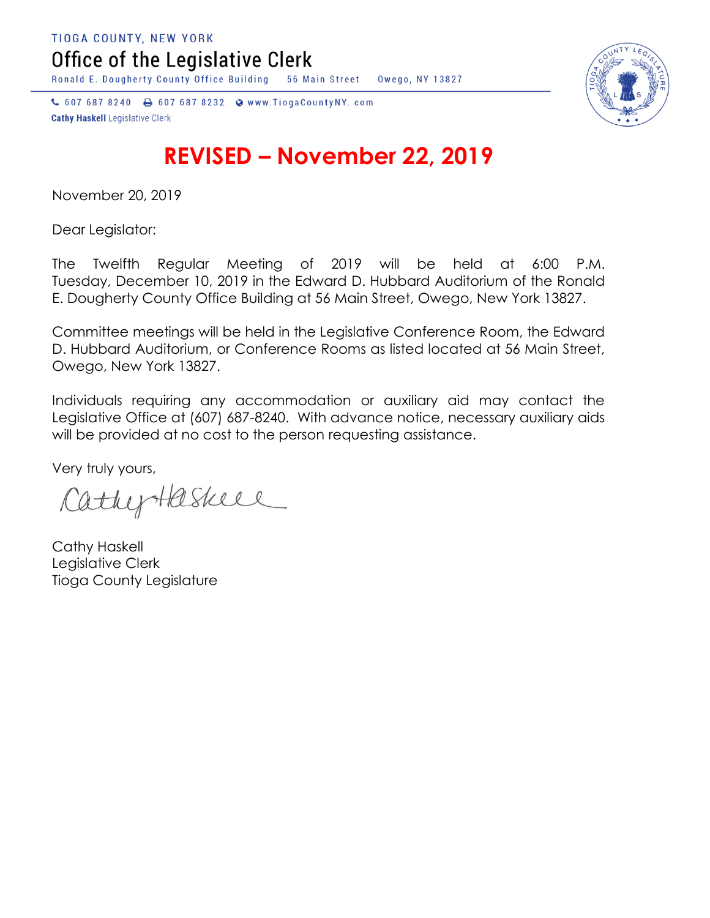TIOGA COUNTY, NEW YORK

# Office of the Legislative Clerk

Ronald E. Dougherty County Office Building 56 Main Street Owego, NY 13827

607 687 8240 607 687 8232 www.TiogaCountyNY.com

**Cathy Haskell** Legislative Clerk

## REVISED – November 22, 2019

November 20, 2019

Dear Legislator:

The Twelfth Regular Meeting of 2019 will be held at 6:00 P.M. Tuesday, December 10, 2019 in the Edward D. Hubbard Auditorium of the Ronald E. Dougherty County Office Building at 56 Main Street, Owego, New York 13827.

Committee meetings will be held in the Legislative Conference Room, the Edward D. Hubbard Auditorium, or Conference Rooms as listed located at 56 Main Street, Owego, New York 13827.

Individuals requiring any accommodation or auxiliary aid may contact the Legislative Office at (607) 687-8240. With advance notice, necessary auxiliary aids will be provided at no cost to the person requesting assistance.

Very truly yours,

Cathy Haskell

Cathy Haskell
Legislative Clerk
Tioga County Legislature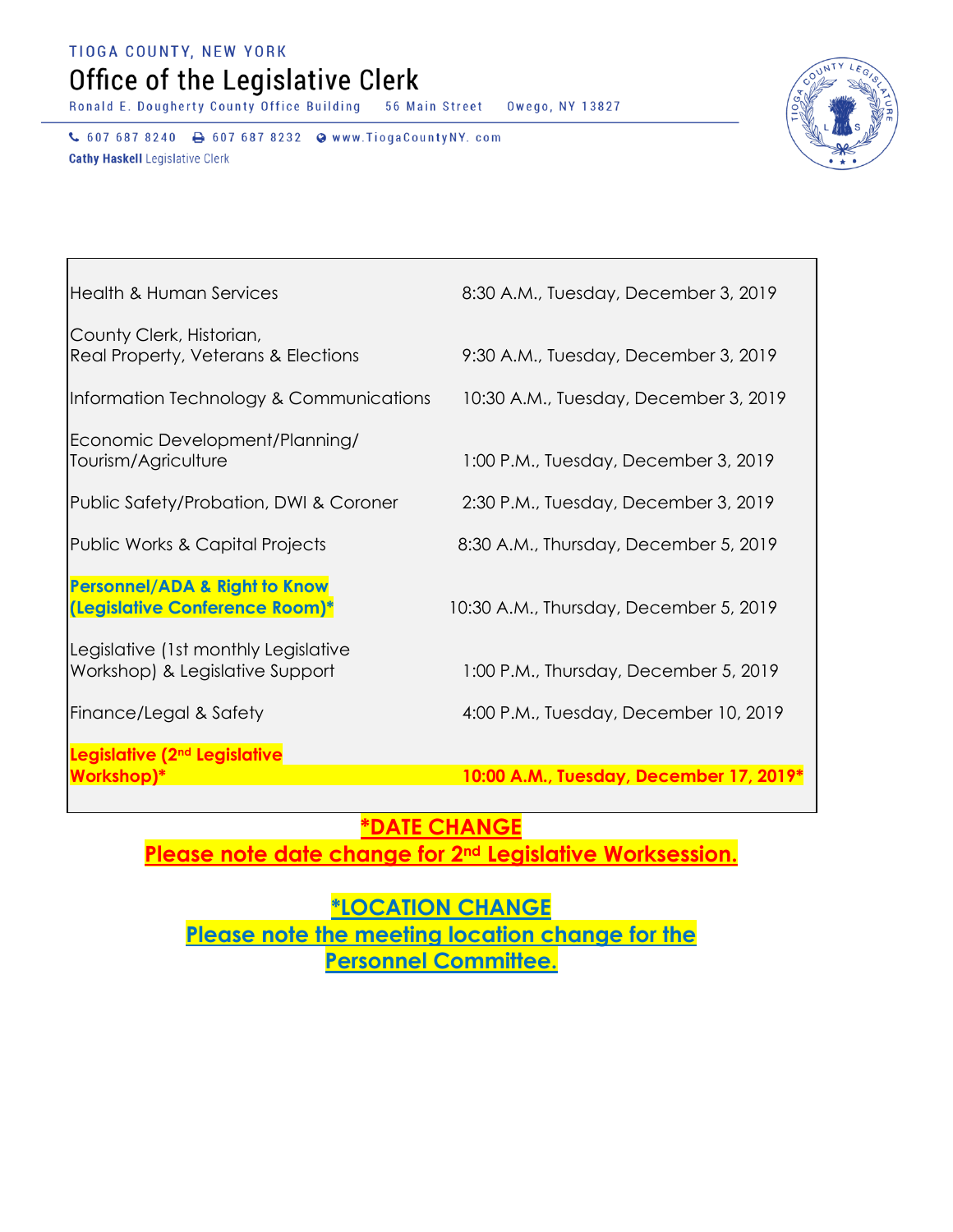TIOGA COUNTY, NEW YORK

# Office of the Legislative Clerk

Ronald E. Dougherty County Office Building 56 Main Street Owego, NY 13827

607 687 8240 607 687 8232 www.TiogaCountyNY. com

**Cathy Haskell** Legislative Clerk

| | |
|---|---|
| Health & Human Services | 8:30 A.M., Tuesday, December 3, 2019 |
| County Clerk, Historian, Real Property, Veterans & Elections | 9:30 A.M., Tuesday, December 3, 2019 |
| Information Technology & Communications | 10:30 A.M., Tuesday, December 3, 2019 |
| Economic Development/Planning/ Tourism/Agriculture | 1:00 P.M., Tuesday, December 3, 2019 |
| Public Safety/Probation, DWI & Coroner | 2:30 P.M., Tuesday, December 3, 2019 |
| Public Works & Capital Projects | 8:30 A.M., Thursday, December 5, 2019 |
| **Personnel/ADA & Right to Know (Legislative Conference Room)*** | 10:30 A.M., Thursday, December 5, 2019 |
| Legislative (1st monthly Legislative Workshop) & Legislative Support | 1:00 P.M., Thursday, December 5, 2019 |
| Finance/Legal & Safety | 4:00 P.M., Tuesday, December 10, 2019 |
| **Legislative (2nd Legislative Workshop)*** | **10:00 A.M., Tuesday, December 17, 2019*** |

**\*DATE CHANGE**

**Please note date change for 2nd Legislative Worksession.**

**\*LOCATION CHANGE**

**Please note the meeting location change for the Personnel Committee.**